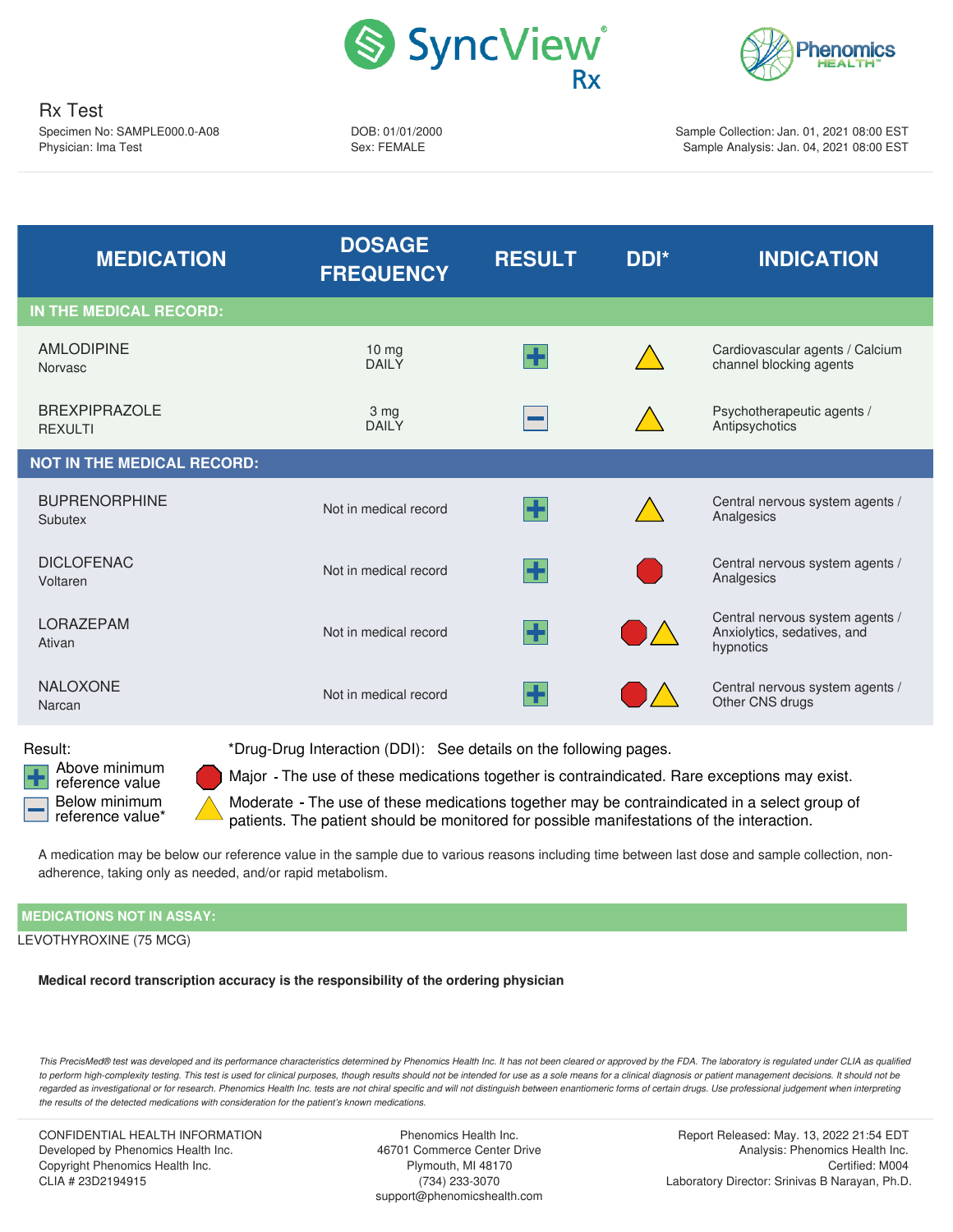# Rx Test

Specimen No: SAMPLE000.0-A08
Physician: Ima Test

DOB: 01/01/2000
Sex: FEMALE

Sample Collection: Jan. 01, 2021 08:00 EST
Sample Analysis: Jan. 04, 2021 08:00 EST

| MEDICATION | DOSAGE FREQUENCY | RESULT | DDI* | INDICATION |
|---|---|---|---|---|
| **IN THE MEDICAL RECORD:** | | | | |
| AMLODIPINE<br>Norvasc | 10 mg<br>DAILY | + (Above minimum reference value) | Moderate | Cardiovascular agents / Calcium channel blocking agents |
| BREXPIPRAZOLE<br>REXULTI | 3 mg<br>DAILY | − (Below minimum reference value) | Moderate | Psychotherapeutic agents / Antipsychotics |
| **NOT IN THE MEDICAL RECORD:** | | | | |
| BUPRENORPHINE<br>Subutex | Not in medical record | + (Above minimum reference value) | Moderate | Central nervous system agents / Analgesics |
| DICLOFENAC<br>Voltaren | Not in medical record | + (Above minimum reference value) | Major | Central nervous system agents / Analgesics |
| LORAZEPAM<br>Ativan | Not in medical record | + (Above minimum reference value) | Major, Moderate | Central nervous system agents / Anxiolytics, sedatives, and hypnotics |
| NALOXONE<br>Narcan | Not in medical record | + (Above minimum reference value) | Major, Moderate | Central nervous system agents / Other CNS drugs |

Result:
- \+ Above minimum reference value
- − Below minimum reference value*

*Drug-Drug Interaction (DDI): See details on the following pages.
- Major - The use of these medications together is contraindicated. Rare exceptions may exist.
- Moderate - The use of these medications together may be contraindicated in a select group of patients. The patient should be monitored for possible manifestations of the interaction.

A medication may be below our reference value in the sample due to various reasons including time between last dose and sample collection, non-adherence, taking only as needed, and/or rapid metabolism.

**MEDICATIONS NOT IN ASSAY:**

LEVOTHYROXINE (75 MCG)

**Medical record transcription accuracy is the responsibility of the ordering physician**

*This PrecisMed® test was developed and its performance characteristics determined by Phenomics Health Inc. It has not been cleared or approved by the FDA. The laboratory is regulated under CLIA as qualified to perform high-complexity testing. This test is used for clinical purposes, though results should not be intended for use as a sole means for a clinical diagnosis or patient management decisions. It should not be regarded as investigational or for research. Phenomics Health Inc. tests are not chiral specific and will not distinguish between enantiomeric forms of certain drugs. Use professional judgement when interpreting the results of the detected medications with consideration for the patient's known medications.*

CONFIDENTIAL HEALTH INFORMATION
Developed by Phenomics Health Inc.
Copyright Phenomics Health Inc.
CLIA # 23D2194915

Phenomics Health Inc.
46701 Commerce Center Drive
Plymouth, MI 48170
(734) 233-3070
support@phenomicshealth.com

Report Released: May. 13, 2022 21:54 EDT
Analysis: Phenomics Health Inc.
Certified: M004
Laboratory Director: Srinivas B Narayan, Ph.D.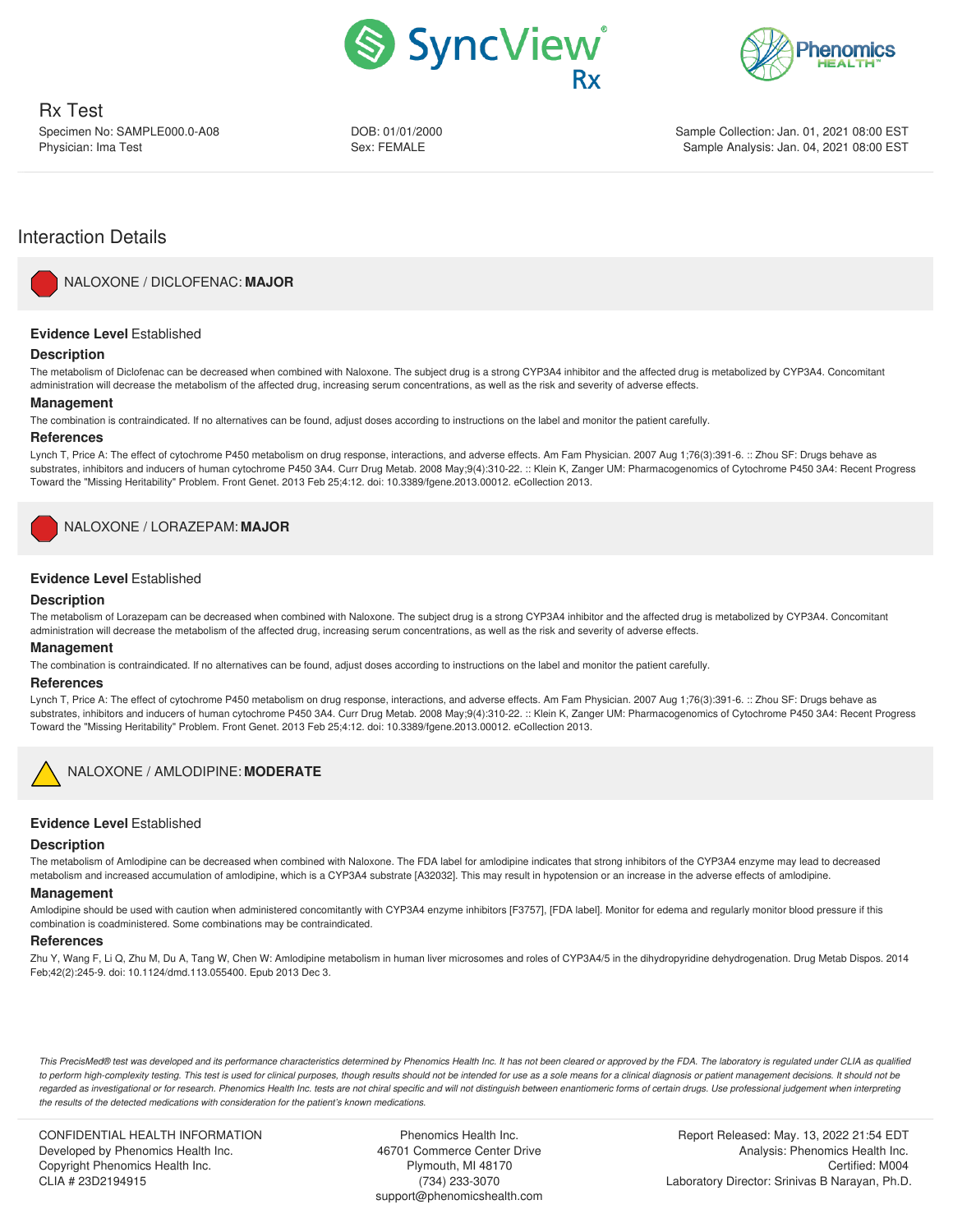# Rx Test

Specimen No: SAMPLE000.0-A08
Physician: Ima Test

DOB: 01/01/2000
Sex: FEMALE

Sample Collection: Jan. 01, 2021 08:00 EST
Sample Analysis: Jan. 04, 2021 08:00 EST

## Interaction Details

### NALOXONE / DICLOFENAC: **MAJOR**

**Evidence Level** Established

**Description**

The metabolism of Diclofenac can be decreased when combined with Naloxone. The subject drug is a strong CYP3A4 inhibitor and the affected drug is metabolized by CYP3A4. Concomitant administration will decrease the metabolism of the affected drug, increasing serum concentrations, as well as the risk and severity of adverse effects.

**Management**

The combination is contraindicated. If no alternatives can be found, adjust doses according to instructions on the label and monitor the patient carefully.

**References**

Lynch T, Price A: The effect of cytochrome P450 metabolism on drug response, interactions, and adverse effects. Am Fam Physician. 2007 Aug 1;76(3):391-6. :: Zhou SF: Drugs behave as substrates, inhibitors and inducers of human cytochrome P450 3A4. Curr Drug Metab. 2008 May;9(4):310-22. :: Klein K, Zanger UM: Pharmacogenomics of Cytochrome P450 3A4: Recent Progress Toward the "Missing Heritability" Problem. Front Genet. 2013 Feb 25;4:12. doi: 10.3389/fgene.2013.00012. eCollection 2013.

### NALOXONE / LORAZEPAM: **MAJOR**

**Evidence Level** Established

**Description**

The metabolism of Lorazepam can be decreased when combined with Naloxone. The subject drug is a strong CYP3A4 inhibitor and the affected drug is metabolized by CYP3A4. Concomitant administration will decrease the metabolism of the affected drug, increasing serum concentrations, as well as the risk and severity of adverse effects.

**Management**

The combination is contraindicated. If no alternatives can be found, adjust doses according to instructions on the label and monitor the patient carefully.

**References**

Lynch T, Price A: The effect of cytochrome P450 metabolism on drug response, interactions, and adverse effects. Am Fam Physician. 2007 Aug 1;76(3):391-6. :: Zhou SF: Drugs behave as substrates, inhibitors and inducers of human cytochrome P450 3A4. Curr Drug Metab. 2008 May;9(4):310-22. :: Klein K, Zanger UM: Pharmacogenomics of Cytochrome P450 3A4: Recent Progress Toward the "Missing Heritability" Problem. Front Genet. 2013 Feb 25;4:12. doi: 10.3389/fgene.2013.00012. eCollection 2013.

### NALOXONE / AMLODIPINE: **MODERATE**

**Evidence Level** Established

**Description**

The metabolism of Amlodipine can be decreased when combined with Naloxone. The FDA label for amlodipine indicates that strong inhibitors of the CYP3A4 enzyme may lead to decreased metabolism and increased accumulation of amlodipine, which is a CYP3A4 substrate [A32032]. This may result in hypotension or an increase in the adverse effects of amlodipine.

**Management**

Amlodipine should be used with caution when administered concomitantly with CYP3A4 enzyme inhibitors [F3757], [FDA label]. Monitor for edema and regularly monitor blood pressure if this combination is coadministered. Some combinations may be contraindicated.

**References**

Zhu Y, Wang F, Li Q, Zhu M, Du A, Tang W, Chen W: Amlodipine metabolism in human liver microsomes and roles of CYP3A4/5 in the dihydropyridine dehydrogenation. Drug Metab Dispos. 2014 Feb;42(2):245-9. doi: 10.1124/dmd.113.055400. Epub 2013 Dec 3.

*This PrecisMed® test was developed and its performance characteristics determined by Phenomics Health Inc. It has not been cleared or approved by the FDA. The laboratory is regulated under CLIA as qualified to perform high-complexity testing. This test is used for clinical purposes, though results should not be intended for use as a sole means for a clinical diagnosis or patient management decisions. It should not be regarded as investigational or for research. Phenomics Health Inc. tests are not chiral specific and will not distinguish between enantiomeric forms of certain drugs. Use professional judgement when interpreting the results of the detected medications with consideration for the patient's known medications.*

CONFIDENTIAL HEALTH INFORMATION
Developed by Phenomics Health Inc.
Copyright Phenomics Health Inc.
CLIA # 23D2194915

Phenomics Health Inc.
46701 Commerce Center Drive
Plymouth, MI 48170
(734) 233-3070
support@phenomicshealth.com

Report Released: May. 13, 2022 21:54 EDT
Analysis: Phenomics Health Inc.
Certified: M004
Laboratory Director: Srinivas B Narayan, Ph.D.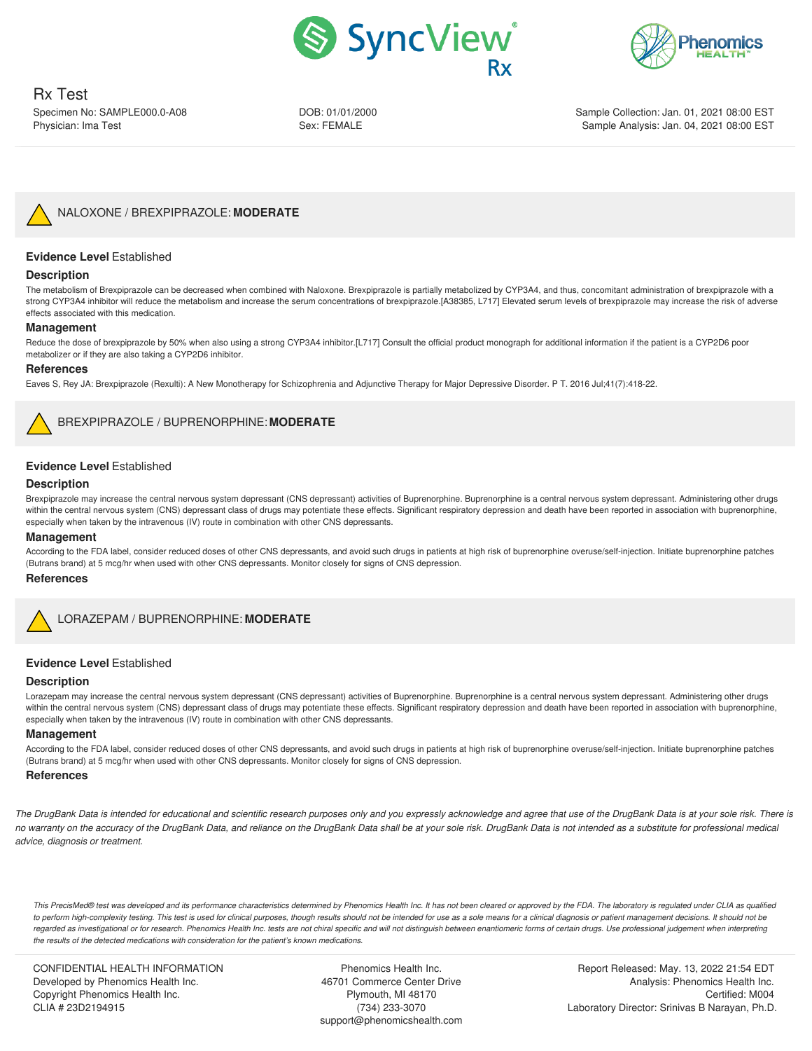# Rx Test

Specimen No: SAMPLE000.0-A08
Physician: Ima Test

DOB: 01/01/2000
Sex: FEMALE

Sample Collection: Jan. 01, 2021 08:00 EST
Sample Analysis: Jan. 04, 2021 08:00 EST

## NALOXONE / BREXPIPRAZOLE: **MODERATE**

**Evidence Level** Established

### Description

The metabolism of Brexpiprazole can be decreased when combined with Naloxone. Brexpiprazole is partially metabolized by CYP3A4, and thus, concomitant administration of brexpiprazole with a strong CYP3A4 inhibitor will reduce the metabolism and increase the serum concentrations of brexpiprazole.[A38385, L717] Elevated serum levels of brexpiprazole may increase the risk of adverse effects associated with this medication.

### Management

Reduce the dose of brexpiprazole by 50% when also using a strong CYP3A4 inhibitor.[L717] Consult the official product monograph for additional information if the patient is a CYP2D6 poor metabolizer or if they are also taking a CYP2D6 inhibitor.

### References

Eaves S, Rey JA: Brexpiprazole (Rexulti): A New Monotherapy for Schizophrenia and Adjunctive Therapy for Major Depressive Disorder. P T. 2016 Jul;41(7):418-22.

## BREXPIPRAZOLE / BUPRENORPHINE: **MODERATE**

**Evidence Level** Established

### Description

Brexpiprazole may increase the central nervous system depressant (CNS depressant) activities of Buprenorphine. Buprenorphine is a central nervous system depressant. Administering other drugs within the central nervous system (CNS) depressant class of drugs may potentiate these effects. Significant respiratory depression and death have been reported in association with buprenorphine, especially when taken by the intravenous (IV) route in combination with other CNS depressants.

### Management

According to the FDA label, consider reduced doses of other CNS depressants, and avoid such drugs in patients at high risk of buprenorphine overuse/self-injection. Initiate buprenorphine patches (Butrans brand) at 5 mcg/hr when used with other CNS depressants. Monitor closely for signs of CNS depression.

### References

## LORAZEPAM / BUPRENORPHINE: **MODERATE**

**Evidence Level** Established

### Description

Lorazepam may increase the central nervous system depressant (CNS depressant) activities of Buprenorphine. Buprenorphine is a central nervous system depressant. Administering other drugs within the central nervous system (CNS) depressant class of drugs may potentiate these effects. Significant respiratory depression and death have been reported in association with buprenorphine, especially when taken by the intravenous (IV) route in combination with other CNS depressants.

### Management

According to the FDA label, consider reduced doses of other CNS depressants, and avoid such drugs in patients at high risk of buprenorphine overuse/self-injection. Initiate buprenorphine patches (Butrans brand) at 5 mcg/hr when used with other CNS depressants. Monitor closely for signs of CNS depression.

### References

*The DrugBank Data is intended for educational and scientific research purposes only and you expressly acknowledge and agree that use of the DrugBank Data is at your sole risk. There is no warranty on the accuracy of the DrugBank Data, and reliance on the DrugBank Data shall be at your sole risk. DrugBank Data is not intended as a substitute for professional medical advice, diagnosis or treatment.*

*This PrecisMed® test was developed and its performance characteristics determined by Phenomics Health Inc. It has not been cleared or approved by the FDA. The laboratory is regulated under CLIA as qualified to perform high-complexity testing. This test is used for clinical purposes, though results should not be intended for use as a sole means for a clinical diagnosis or patient management decisions. It should not be regarded as investigational or for research. Phenomics Health Inc. tests are not chiral specific and will not distinguish between enantiomeric forms of certain drugs. Use professional judgement when interpreting the results of the detected medications with consideration for the patient's known medications.*

CONFIDENTIAL HEALTH INFORMATION
Developed by Phenomics Health Inc.
Copyright Phenomics Health Inc.
CLIA # 23D2194915

Phenomics Health Inc.
46701 Commerce Center Drive
Plymouth, MI 48170
(734) 233-3070
support@phenomicshealth.com

Report Released: May. 13, 2022 21:54 EDT
Analysis: Phenomics Health Inc.
Certified: M004
Laboratory Director: Srinivas B Narayan, Ph.D.